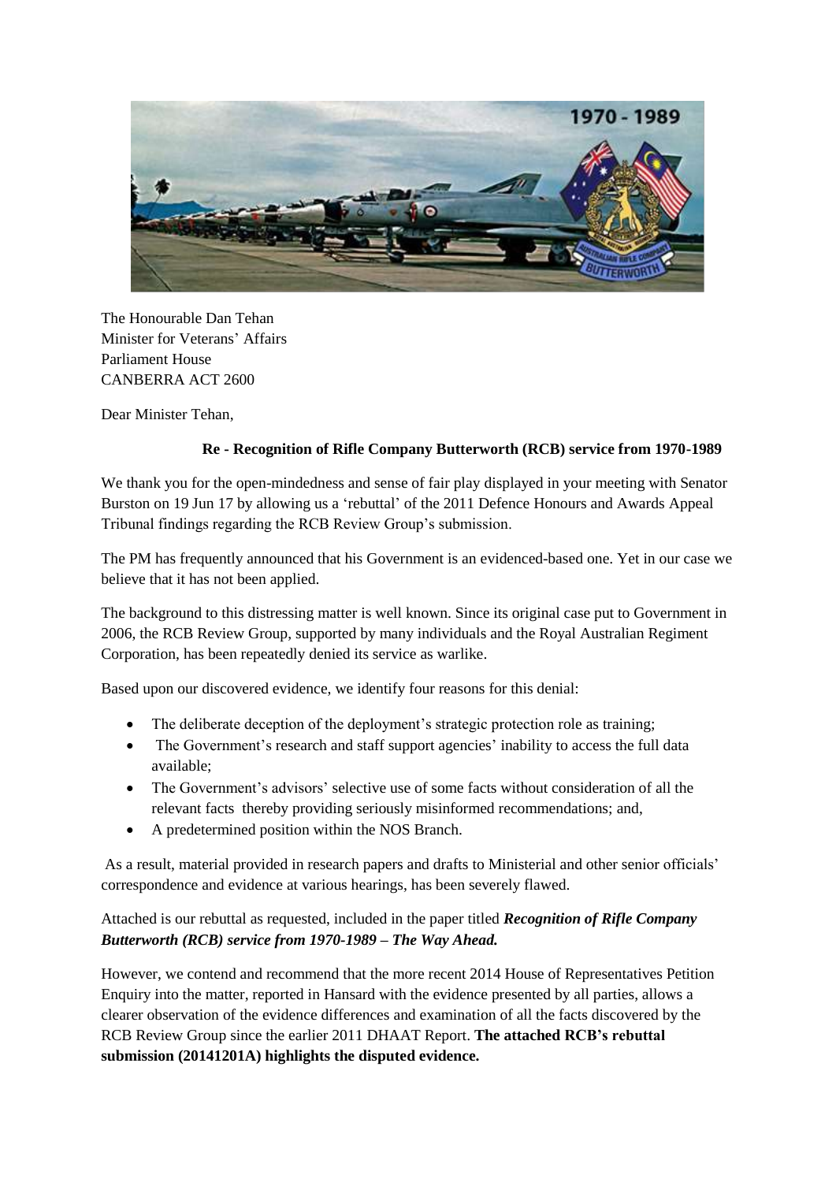The Honourable Dan Tehan
Minister for Veterans' Affairs
Parliament House
CANBERRA ACT 2600

Dear Minister Tehan,

**Re - Recognition of Rifle Company Butterworth (RCB) service from 1970-1989**

We thank you for the open-mindedness and sense of fair play displayed in your meeting with Senator Burston on 19 Jun 17 by allowing us a 'rebuttal' of the 2011 Defence Honours and Awards Appeal Tribunal findings regarding the RCB Review Group's submission.

The PM has frequently announced that his Government is an evidenced-based one. Yet in our case we believe that it has not been applied.

The background to this distressing matter is well known. Since its original case put to Government in 2006, the RCB Review Group, supported by many individuals and the Royal Australian Regiment Corporation, has been repeatedly denied its service as warlike.

Based upon our discovered evidence, we identify four reasons for this denial:

- The deliberate deception of the deployment's strategic protection role as training;
- The Government's research and staff support agencies' inability to access the full data available;
- The Government's advisors' selective use of some facts without consideration of all the relevant facts thereby providing seriously misinformed recommendations; and,
- A predetermined position within the NOS Branch.

As a result, material provided in research papers and drafts to Ministerial and other senior officials' correspondence and evidence at various hearings, has been severely flawed.

Attached is our rebuttal as requested, included in the paper titled ***Recognition of Rifle Company Butterworth (RCB) service from 1970-1989 – The Way Ahead.***

However, we contend and recommend that the more recent 2014 House of Representatives Petition Enquiry into the matter, reported in Hansard with the evidence presented by all parties, allows a clearer observation of the evidence differences and examination of all the facts discovered by the RCB Review Group since the earlier 2011 DHAAT Report. **The attached RCB's rebuttal submission (20141201A) highlights the disputed evidence.**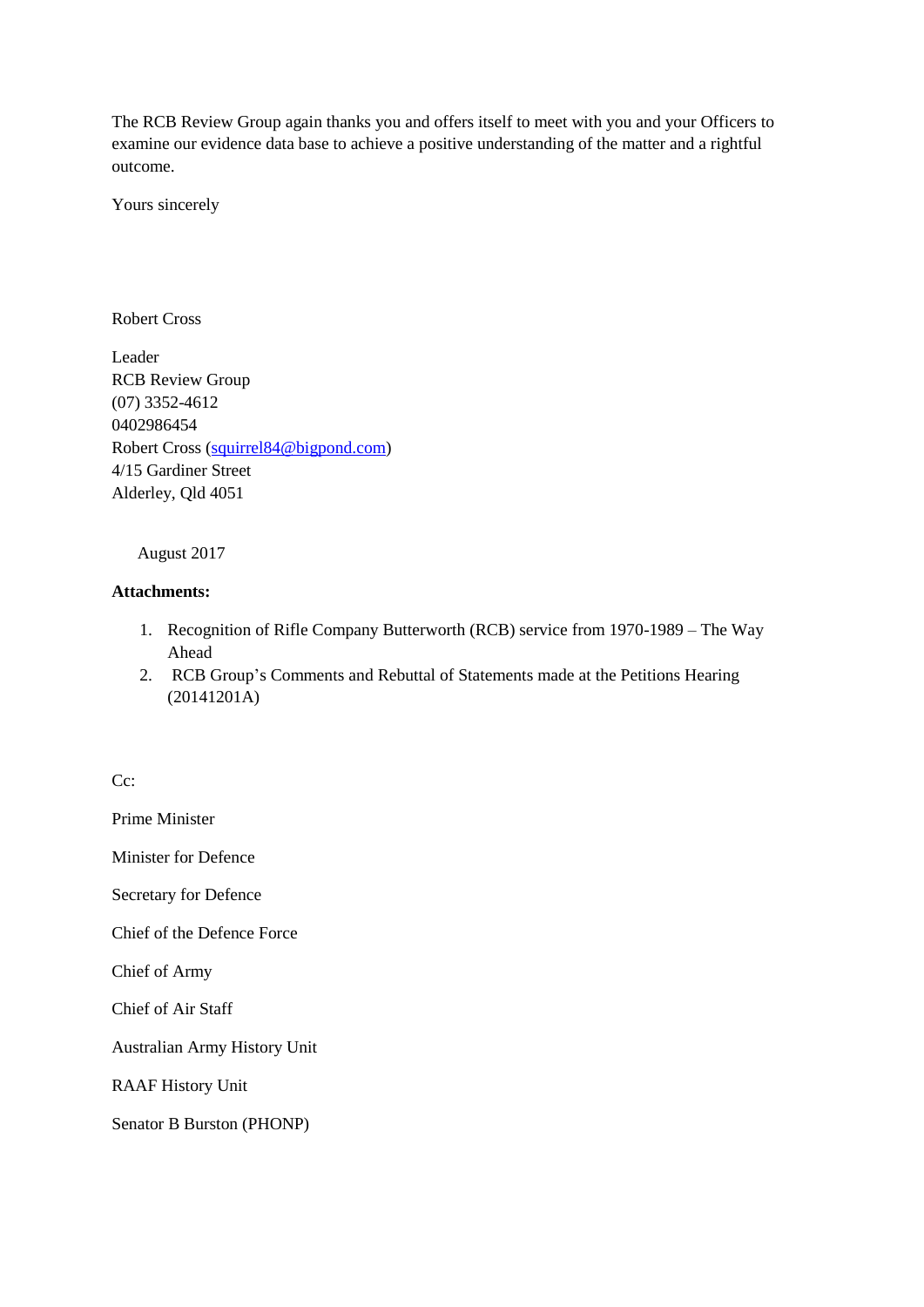The RCB Review Group again thanks you and offers itself to meet with you and your Officers to examine our evidence data base to achieve a positive understanding of the matter and a rightful outcome.

Yours sincerely

Robert Cross

Leader
RCB Review Group
(07) 3352-4612
0402986454
Robert Cross (squirrel84@bigpond.com)
4/15 Gardiner Street
Alderley, Qld 4051

August 2017

**Attachments:**

1. Recognition of Rifle Company Butterworth (RCB) service from 1970-1989 – The Way Ahead
2. RCB Group's Comments and Rebuttal of Statements made at the Petitions Hearing (20141201A)

Cc:

Prime Minister

Minister for Defence

Secretary for Defence

Chief of the Defence Force

Chief of Army

Chief of Air Staff

Australian Army History Unit

RAAF History Unit

Senator B Burston (PHONP)